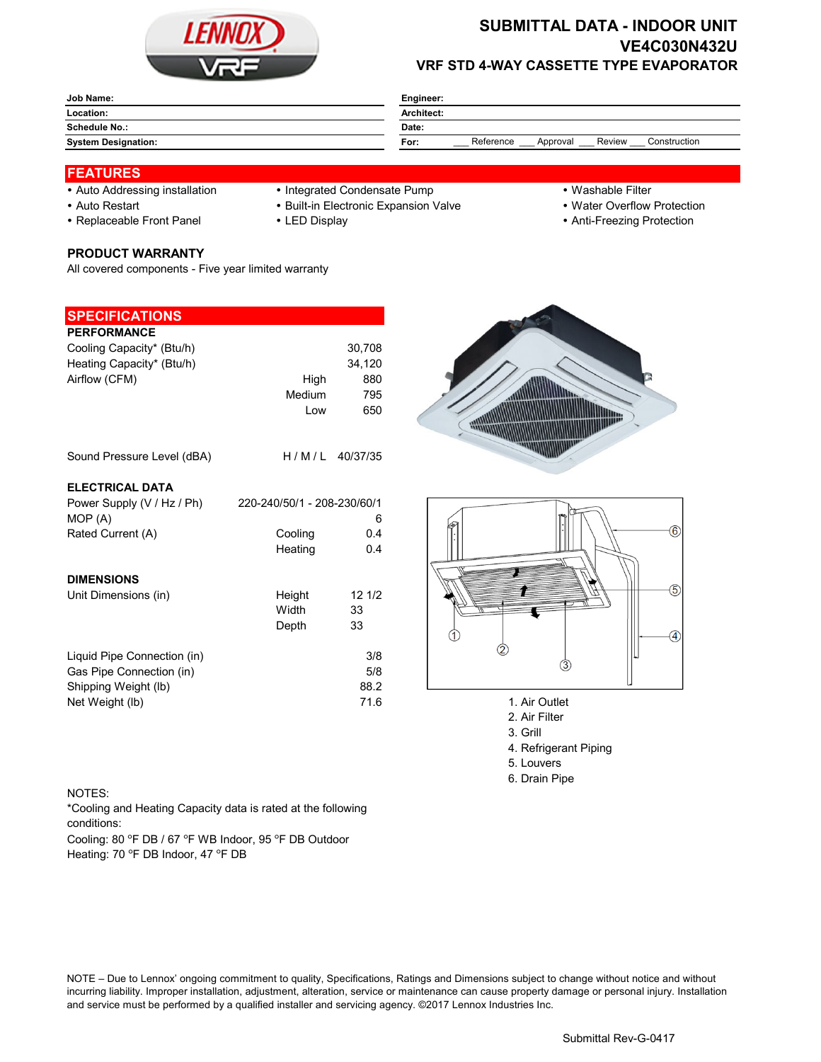# SUBMITTAL DATA - INDOOR UNIT
# VE4C030N432U
## VRF STD 4-WAY CASSETTE TYPE EVAPORATOR

| Job Name: | Engineer: |
|---|---|
| Location: | Architect: |
| Schedule No.: | Date: |
| System Designation: | For: ___ Reference ___ Approval ___ Review ___ Construction |

## FEATURES

- Auto Addressing installation
- Auto Restart
- Replaceable Front Panel
- Integrated Condensate Pump
- Built-in Electronic Expansion Valve
- LED Display
- Washable Filter
- Water Overflow Protection
- Anti-Freezing Protection

### PRODUCT WARRANTY

All covered components - Five year limited warranty

## SPECIFICATIONS

### PERFORMANCE

| | | |
|---|---|---|
| Cooling Capacity* (Btu/h) | | 30,708 |
| Heating Capacity* (Btu/h) | | 34,120 |
| Airflow (CFM) | High | 880 |
| | Medium | 795 |
| | Low | 650 |
| Sound Pressure Level (dBA) | H / M / L | 40/37/35 |

### ELECTRICAL DATA

| | | |
|---|---|---|
| Power Supply (V / Hz / Ph) | | 220-240/50/1 - 208-230/60/1 |
| MOP (A) | | 6 |
| Rated Current (A) | Cooling | 0.4 |
| | Heating | 0.4 |

### DIMENSIONS

| | | |
|---|---|---|
| Unit Dimensions (in) | Height | 12 1/2 |
| | Width | 33 |
| | Depth | 33 |
| Liquid Pipe Connection (in) | | 3/8 |
| Gas Pipe Connection (in) | | 5/8 |
| Shipping Weight (lb) | | 88.2 |
| Net Weight (lb) | | 71.6 |

1. Air Outlet
2. Air Filter
3. Grill
4. Refrigerant Piping
5. Louvers
6. Drain Pipe

NOTES:

*Cooling and Heating Capacity data is rated at the following conditions:

Cooling: 80 °F DB / 67 °F WB Indoor, 95 °F DB Outdoor

Heating: 70 °F DB Indoor, 47 °F DB

NOTE – Due to Lennox' ongoing commitment to quality, Specifications, Ratings and Dimensions subject to change without notice and without incurring liability. Improper installation, adjustment, alteration, service or maintenance can cause property damage or personal injury. Installation and service must be performed by a qualified installer and servicing agency. ©2017 Lennox Industries Inc.

Submittal Rev-G-0417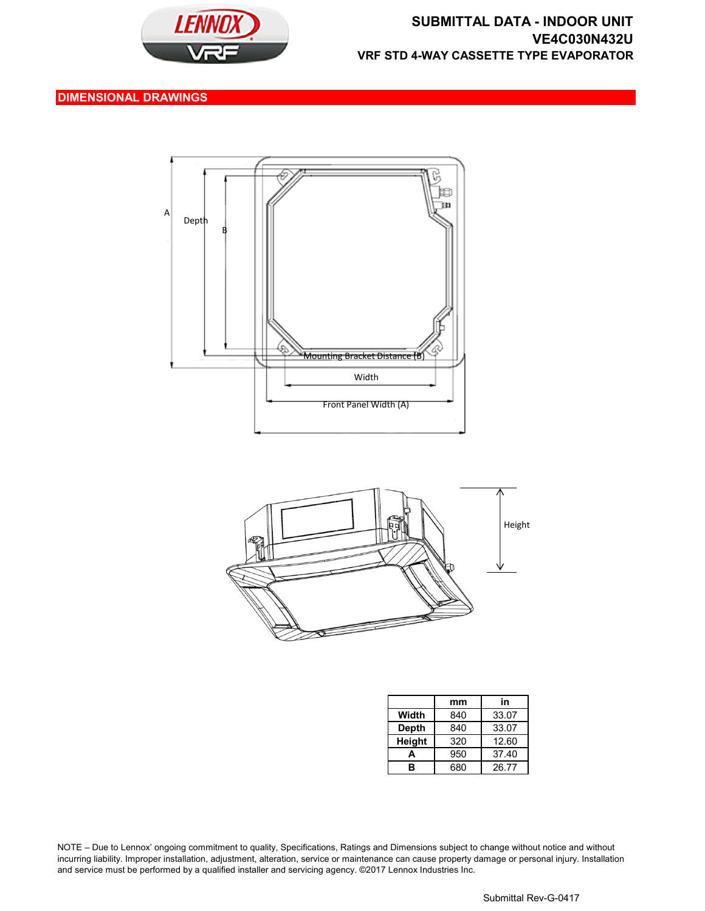# SUBMITTAL DATA - INDOOR UNIT
# VE4C030N432U
## VRF STD 4-WAY CASSETTE TYPE EVAPORATOR

## DIMENSIONAL DRAWINGS

A
Depth
B
Mounting Bracket Distance (B)
Width
Front Panel Width (A)

Height

| | mm | in |
|---|---|---|
| **Width** | 840 | 33.07 |
| **Depth** | 840 | 33.07 |
| **Height** | 320 | 12.60 |
| **A** | 950 | 37.40 |
| **B** | 680 | 26.77 |

NOTE – Due to Lennox' ongoing commitment to quality, Specifications, Ratings and Dimensions subject to change without notice and without incurring liability. Improper installation, adjustment, alteration, service or maintenance can cause property damage or personal injury. Installation and service must be performed by a qualified installer and servicing agency. ©2017 Lennox Industries Inc.

Submittal Rev-G-0417